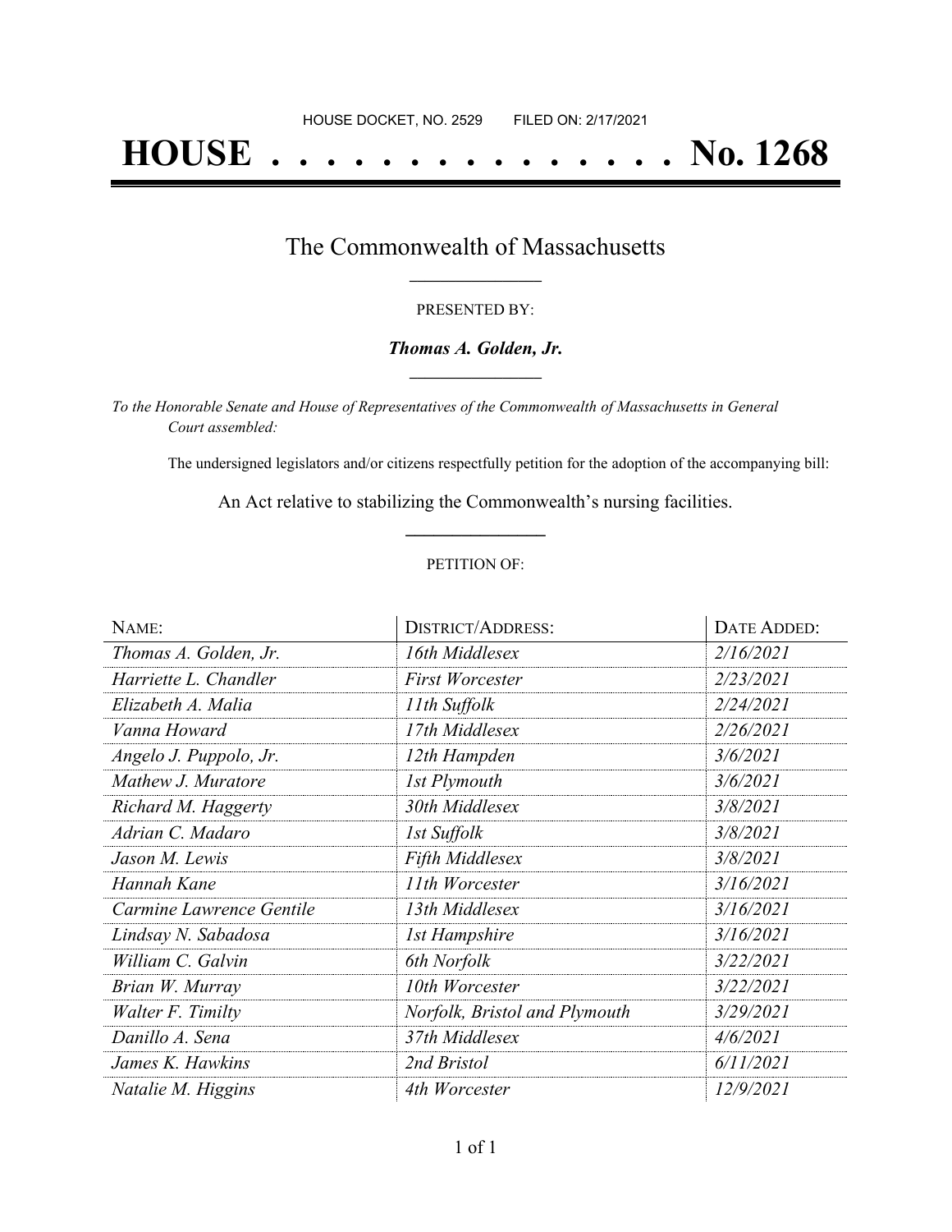HOUSE DOCKET, NO. 2529        FILED ON: 2/17/2021

# HOUSE . . . . . . . . . . . . . . . No. 1268

## The Commonwealth of Massachusetts

PRESENTED BY:

***Thomas A. Golden, Jr.***

*To the Honorable Senate and House of Representatives of the Commonwealth of Massachusetts in General Court assembled:*

The undersigned legislators and/or citizens respectfully petition for the adoption of the accompanying bill:

An Act relative to stabilizing the Commonwealth's nursing facilities.

PETITION OF:

| NAME: | DISTRICT/ADDRESS: | DATE ADDED: |
|---|---|---|
| *Thomas A. Golden, Jr.* | *16th Middlesex* | *2/16/2021* |
| *Harriette L. Chandler* | *First Worcester* | *2/23/2021* |
| *Elizabeth A. Malia* | *11th Suffolk* | *2/24/2021* |
| *Vanna Howard* | *17th Middlesex* | *2/26/2021* |
| *Angelo J. Puppolo, Jr.* | *12th Hampden* | *3/6/2021* |
| *Mathew J. Muratore* | *1st Plymouth* | *3/6/2021* |
| *Richard M. Haggerty* | *30th Middlesex* | *3/8/2021* |
| *Adrian C. Madaro* | *1st Suffolk* | *3/8/2021* |
| *Jason M. Lewis* | *Fifth Middlesex* | *3/8/2021* |
| *Hannah Kane* | *11th Worcester* | *3/16/2021* |
| *Carmine Lawrence Gentile* | *13th Middlesex* | *3/16/2021* |
| *Lindsay N. Sabadosa* | *1st Hampshire* | *3/16/2021* |
| *William C. Galvin* | *6th Norfolk* | *3/22/2021* |
| *Brian W. Murray* | *10th Worcester* | *3/22/2021* |
| *Walter F. Timilty* | *Norfolk, Bristol and Plymouth* | *3/29/2021* |
| *Danillo A. Sena* | *37th Middlesex* | *4/6/2021* |
| *James K. Hawkins* | *2nd Bristol* | *6/11/2021* |
| *Natalie M. Higgins* | *4th Worcester* | *12/9/2021* |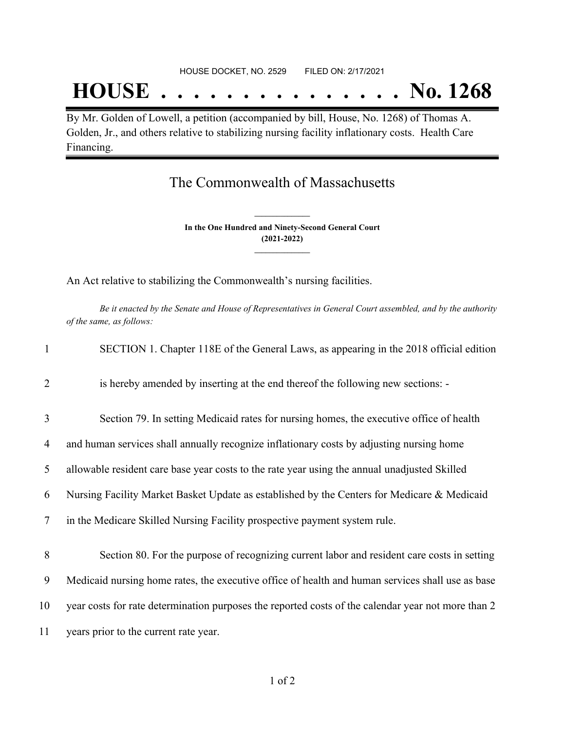HOUSE DOCKET, NO. 2529 FILED ON: 2/17/2021

# HOUSE . . . . . . . . . . . . . . . No. 1268

By Mr. Golden of Lowell, a petition (accompanied by bill, House, No. 1268) of Thomas A. Golden, Jr., and others relative to stabilizing nursing facility inflationary costs. Health Care Financing.

## The Commonwealth of Massachusetts

**In the One Hundred and Ninety-Second General Court**
**(2021-2022)**

An Act relative to stabilizing the Commonwealth's nursing facilities.

*Be it enacted by the Senate and House of Representatives in General Court assembled, and by the authority of the same, as follows:*

1 SECTION 1. Chapter 118E of the General Laws, as appearing in the 2018 official edition

2 is hereby amended by inserting at the end thereof the following new sections: -

3 Section 79. In setting Medicaid rates for nursing homes, the executive office of health

4 and human services shall annually recognize inflationary costs by adjusting nursing home

5 allowable resident care base year costs to the rate year using the annual unadjusted Skilled

6 Nursing Facility Market Basket Update as established by the Centers for Medicare & Medicaid

7 in the Medicare Skilled Nursing Facility prospective payment system rule.

8 Section 80. For the purpose of recognizing current labor and resident care costs in setting

9 Medicaid nursing home rates, the executive office of health and human services shall use as base

10 year costs for rate determination purposes the reported costs of the calendar year not more than 2

11 years prior to the current rate year.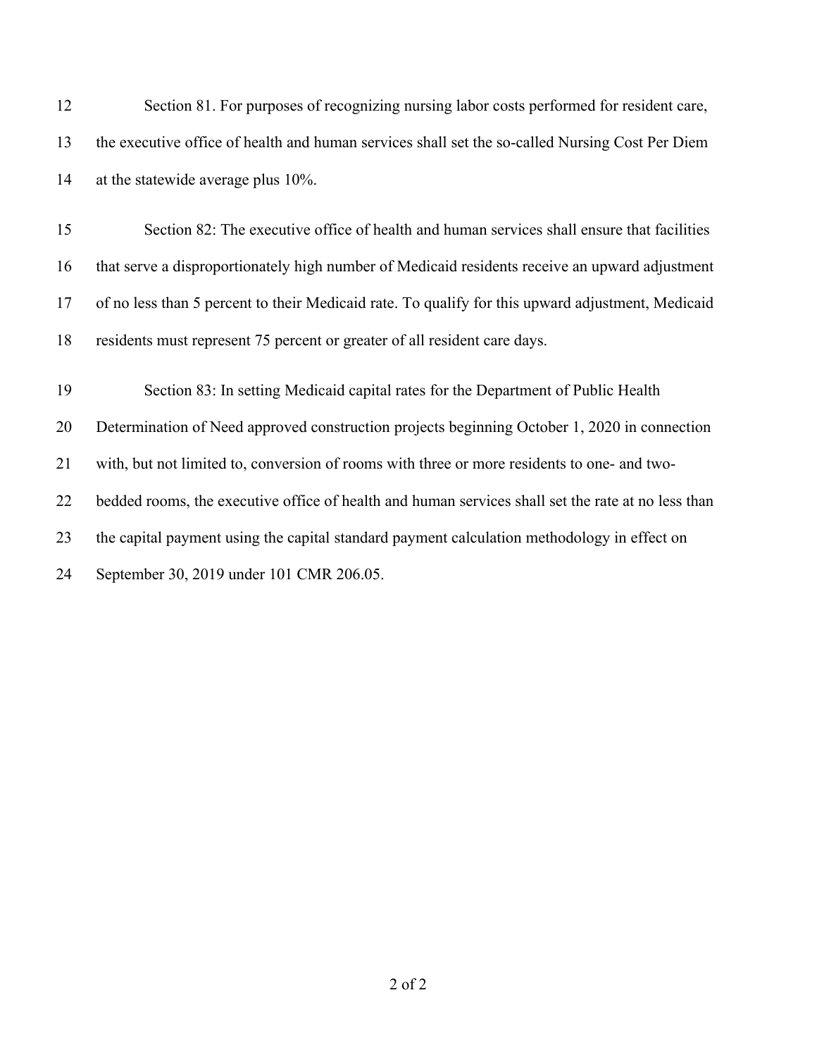Section 81. For purposes of recognizing nursing labor costs performed for resident care, the executive office of health and human services shall set the so-called Nursing Cost Per Diem at the statewide average plus 10%.

Section 82: The executive office of health and human services shall ensure that facilities that serve a disproportionately high number of Medicaid residents receive an upward adjustment of no less than 5 percent to their Medicaid rate. To qualify for this upward adjustment, Medicaid residents must represent 75 percent or greater of all resident care days.

Section 83: In setting Medicaid capital rates for the Department of Public Health Determination of Need approved construction projects beginning October 1, 2020 in connection with, but not limited to, conversion of rooms with three or more residents to one- and two-bedded rooms, the executive office of health and human services shall set the rate at no less than the capital payment using the capital standard payment calculation methodology in effect on September 30, 2019 under 101 CMR 206.05.